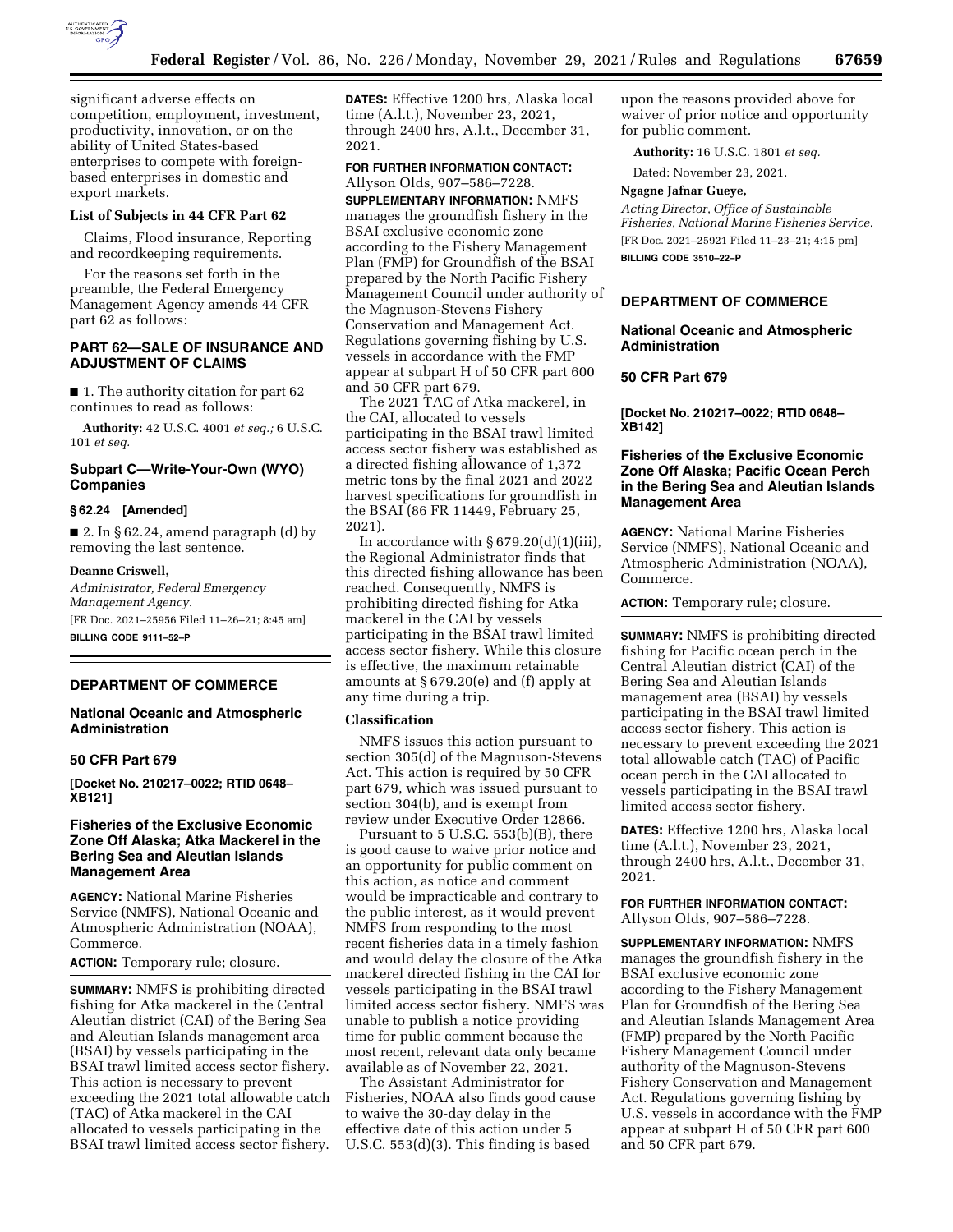significant adverse effects on competition, employment, investment, productivity, innovation, or on the ability of United States-based enterprises to compete with foreign-based enterprises in domestic and export markets.

**List of Subjects in 44 CFR Part 62**

Claims, Flood insurance, Reporting and recordkeeping requirements.

For the reasons set forth in the preamble, the Federal Emergency Management Agency amends 44 CFR part 62 as follows:

## PART 62—SALE OF INSURANCE AND ADJUSTMENT OF CLAIMS

■ 1. The authority citation for part 62 continues to read as follows:

**Authority:** 42 U.S.C. 4001 *et seq.;* 6 U.S.C. 101 *et seq.*

### Subpart C—Write-Your-Own (WYO) Companies

**§ 62.24 [Amended]**

■ 2. In § 62.24, amend paragraph (d) by removing the last sentence.

**Deanne Criswell,**

*Administrator, Federal Emergency Management Agency.*

[FR Doc. 2021–25956 Filed 11–26–21; 8:45 am]

**BILLING CODE 9111–52–P**

---

## DEPARTMENT OF COMMERCE

### National Oceanic and Atmospheric Administration

### 50 CFR Part 679

**[Docket No. 210217–0022; RTID 0648–XB121]**

### Fisheries of the Exclusive Economic Zone Off Alaska; Atka Mackerel in the Bering Sea and Aleutian Islands Management Area

**AGENCY:** National Marine Fisheries Service (NMFS), National Oceanic and Atmospheric Administration (NOAA), Commerce.

**ACTION:** Temporary rule; closure.

**SUMMARY:** NMFS is prohibiting directed fishing for Atka mackerel in the Central Aleutian district (CAI) of the Bering Sea and Aleutian Islands management area (BSAI) by vessels participating in the BSAI trawl limited access sector fishery. This action is necessary to prevent exceeding the 2021 total allowable catch (TAC) of Atka mackerel in the CAI allocated to vessels participating in the BSAI trawl limited access sector fishery.

**DATES:** Effective 1200 hrs, Alaska local time (A.l.t.), November 23, 2021, through 2400 hrs, A.l.t., December 31, 2021.

**FOR FURTHER INFORMATION CONTACT:** Allyson Olds, 907–586–7228.

**SUPPLEMENTARY INFORMATION:** NMFS manages the groundfish fishery in the BSAI exclusive economic zone according to the Fishery Management Plan (FMP) for Groundfish of the BSAI prepared by the North Pacific Fishery Management Council under authority of the Magnuson-Stevens Fishery Conservation and Management Act. Regulations governing fishing by U.S. vessels in accordance with the FMP appear at subpart H of 50 CFR part 600 and 50 CFR part 679.

The 2021 TAC of Atka mackerel, in the CAI, allocated to vessels participating in the BSAI trawl limited access sector fishery was established as a directed fishing allowance of 1,372 metric tons by the final 2021 and 2022 harvest specifications for groundfish in the BSAI (86 FR 11449, February 25, 2021).

In accordance with § 679.20(d)(1)(iii), the Regional Administrator finds that this directed fishing allowance has been reached. Consequently, NMFS is prohibiting directed fishing for Atka mackerel in the CAI by vessels participating in the BSAI trawl limited access sector fishery. While this closure is effective, the maximum retainable amounts at § 679.20(e) and (f) apply at any time during a trip.

**Classification**

NMFS issues this action pursuant to section 305(d) of the Magnuson-Stevens Act. This action is required by 50 CFR part 679, which was issued pursuant to section 304(b), and is exempt from review under Executive Order 12866.

Pursuant to 5 U.S.C. 553(b)(B), there is good cause to waive prior notice and an opportunity for public comment on this action, as notice and comment would be impracticable and contrary to the public interest, as it would prevent NMFS from responding to the most recent fisheries data in a timely fashion and would delay the closure of the Atka mackerel directed fishing in the CAI for vessels participating in the BSAI trawl limited access sector fishery. NMFS was unable to publish a notice providing time for public comment because the most recent, relevant data only became available as of November 22, 2021.

The Assistant Administrator for Fisheries, NOAA also finds good cause to waive the 30-day delay in the effective date of this action under 5 U.S.C. 553(d)(3). This finding is based upon the reasons provided above for waiver of prior notice and opportunity for public comment.

**Authority:** 16 U.S.C. 1801 *et seq.*

Dated: November 23, 2021.

**Ngagne Jafnar Gueye,**

*Acting Director, Office of Sustainable Fisheries, National Marine Fisheries Service.*

[FR Doc. 2021–25921 Filed 11–23–21; 4:15 pm]

**BILLING CODE 3510–22–P**

---

## DEPARTMENT OF COMMERCE

### National Oceanic and Atmospheric Administration

### 50 CFR Part 679

**[Docket No. 210217–0022; RTID 0648–XB142]**

### Fisheries of the Exclusive Economic Zone Off Alaska; Pacific Ocean Perch in the Bering Sea and Aleutian Islands Management Area

**AGENCY:** National Marine Fisheries Service (NMFS), National Oceanic and Atmospheric Administration (NOAA), Commerce.

**ACTION:** Temporary rule; closure.

**SUMMARY:** NMFS is prohibiting directed fishing for Pacific ocean perch in the Central Aleutian district (CAI) of the Bering Sea and Aleutian Islands management area (BSAI) by vessels participating in the BSAI trawl limited access sector fishery. This action is necessary to prevent exceeding the 2021 total allowable catch (TAC) of Pacific ocean perch in the CAI allocated to vessels participating in the BSAI trawl limited access sector fishery.

**DATES:** Effective 1200 hrs, Alaska local time (A.l.t.), November 23, 2021, through 2400 hrs, A.l.t., December 31, 2021.

**FOR FURTHER INFORMATION CONTACT:** Allyson Olds, 907–586–7228.

**SUPPLEMENTARY INFORMATION:** NMFS manages the groundfish fishery in the BSAI exclusive economic zone according to the Fishery Management Plan for Groundfish of the Bering Sea and Aleutian Islands Management Area (FMP) prepared by the North Pacific Fishery Management Council under authority of the Magnuson-Stevens Fishery Conservation and Management Act. Regulations governing fishing by U.S. vessels in accordance with the FMP appear at subpart H of 50 CFR part 600 and 50 CFR part 679.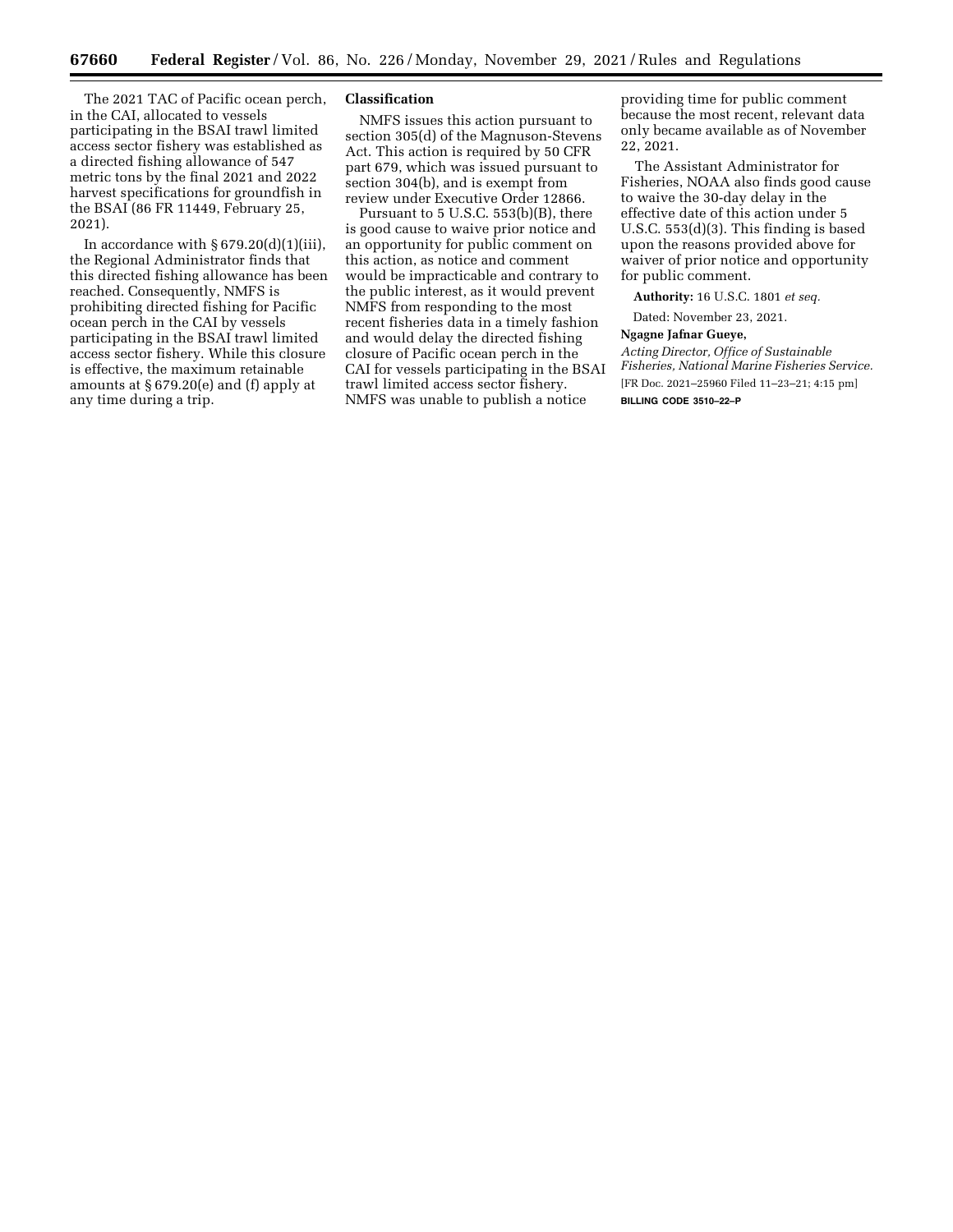The 2021 TAC of Pacific ocean perch, in the CAI, allocated to vessels participating in the BSAI trawl limited access sector fishery was established as a directed fishing allowance of 547 metric tons by the final 2021 and 2022 harvest specifications for groundfish in the BSAI (86 FR 11449, February 25, 2021).

In accordance with § 679.20(d)(1)(iii), the Regional Administrator finds that this directed fishing allowance has been reached. Consequently, NMFS is prohibiting directed fishing for Pacific ocean perch in the CAI by vessels participating in the BSAI trawl limited access sector fishery. While this closure is effective, the maximum retainable amounts at § 679.20(e) and (f) apply at any time during a trip.

**Classification**

NMFS issues this action pursuant to section 305(d) of the Magnuson-Stevens Act. This action is required by 50 CFR part 679, which was issued pursuant to section 304(b), and is exempt from review under Executive Order 12866.

Pursuant to 5 U.S.C. 553(b)(B), there is good cause to waive prior notice and an opportunity for public comment on this action, as notice and comment would be impracticable and contrary to the public interest, as it would prevent NMFS from responding to the most recent fisheries data in a timely fashion and would delay the directed fishing closure of Pacific ocean perch in the CAI for vessels participating in the BSAI trawl limited access sector fishery. NMFS was unable to publish a notice providing time for public comment because the most recent, relevant data only became available as of November 22, 2021.

The Assistant Administrator for Fisheries, NOAA also finds good cause to waive the 30-day delay in the effective date of this action under 5 U.S.C. 553(d)(3). This finding is based upon the reasons provided above for waiver of prior notice and opportunity for public comment.

**Authority:** 16 U.S.C. 1801 *et seq.*

Dated: November 23, 2021.

**Ngagne Jafnar Gueye,**

*Acting Director, Office of Sustainable Fisheries, National Marine Fisheries Service.*

[FR Doc. 2021–25960 Filed 11–23–21; 4:15 pm]

**BILLING CODE 3510–22–P**